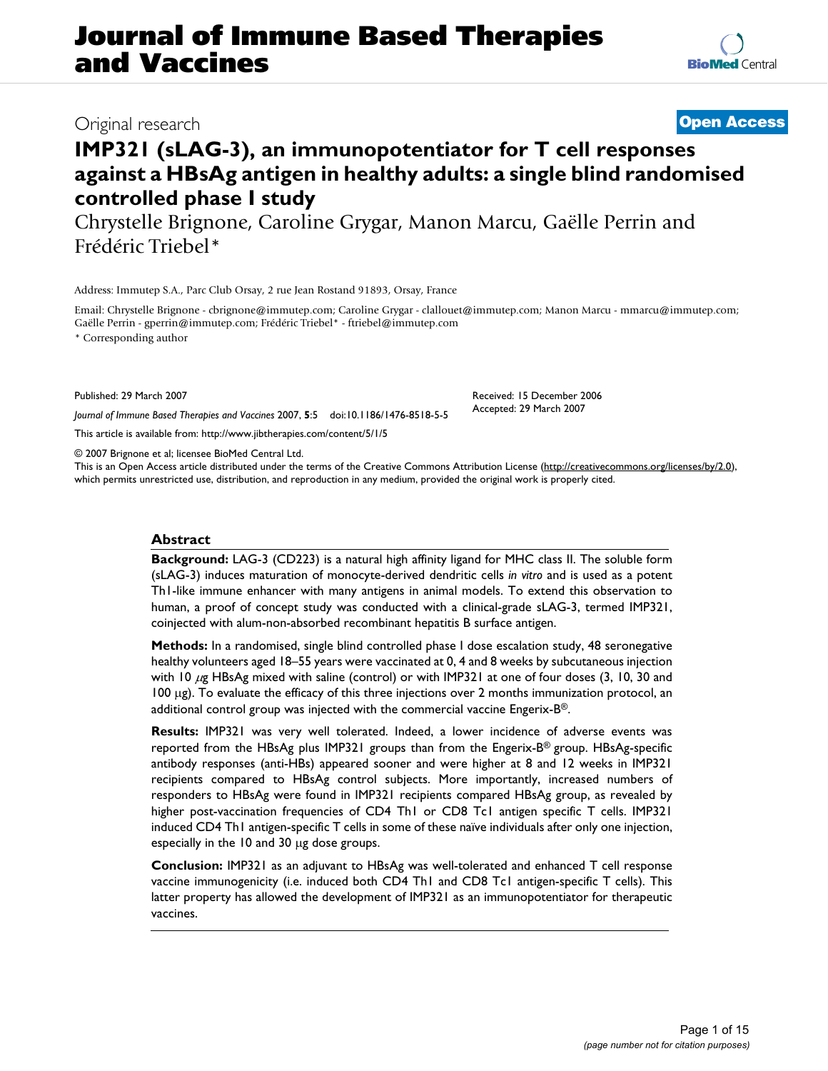Original research

**Open Access**

# IMP321 (sLAG-3), an immunopotentiator for T cell responses against a HBsAg antigen in healthy adults: a single blind randomised controlled phase I study

Chrystelle Brignone, Caroline Grygar, Manon Marcu, Gaëlle Perrin and Frédéric Triebel*

Address: Immutep S.A., Parc Club Orsay, 2 rue Jean Rostand 91893, Orsay, France

Email: Chrystelle Brignone - cbrignone@immutep.com; Caroline Grygar - clallouet@immutep.com; Manon Marcu - mmarcu@immutep.com; Gaëlle Perrin - gperrin@immutep.com; Frédéric Triebel* - ftriebel@immutep.com

\* Corresponding author

Published: 29 March 2007

*Journal of Immune Based Therapies and Vaccines* 2007, **5**:5 doi:10.1186/1476-8518-5-5

Received: 15 December 2006
Accepted: 29 March 2007

This article is available from: http://www.jibtherapies.com/content/5/1/5

© 2007 Brignone et al; licensee BioMed Central Ltd.
This is an Open Access article distributed under the terms of the Creative Commons Attribution License (http://creativecommons.org/licenses/by/2.0), which permits unrestricted use, distribution, and reproduction in any medium, provided the original work is properly cited.

## Abstract

**Background:** LAG-3 (CD223) is a natural high affinity ligand for MHC class II. The soluble form (sLAG-3) induces maturation of monocyte-derived dendritic cells *in vitro* and is used as a potent Th1-like immune enhancer with many antigens in animal models. To extend this observation to human, a proof of concept study was conducted with a clinical-grade sLAG-3, termed IMP321, coinjected with alum-non-absorbed recombinant hepatitis B surface antigen.

**Methods:** In a randomised, single blind controlled phase I dose escalation study, 48 seronegative healthy volunteers aged 18–55 years were vaccinated at 0, 4 and 8 weeks by subcutaneous injection with 10 μg HBsAg mixed with saline (control) or with IMP321 at one of four doses (3, 10, 30 and 100 μg). To evaluate the efficacy of this three injections over 2 months immunization protocol, an additional control group was injected with the commercial vaccine Engerix-B®.

**Results:** IMP321 was very well tolerated. Indeed, a lower incidence of adverse events was reported from the HBsAg plus IMP321 groups than from the Engerix-B® group. HBsAg-specific antibody responses (anti-HBs) appeared sooner and were higher at 8 and 12 weeks in IMP321 recipients compared to HBsAg control subjects. More importantly, increased numbers of responders to HBsAg were found in IMP321 recipients compared HBsAg group, as revealed by higher post-vaccination frequencies of CD4 Th1 or CD8 Tc1 antigen specific T cells. IMP321 induced CD4 Th1 antigen-specific T cells in some of these naïve individuals after only one injection, especially in the 10 and 30 μg dose groups.

**Conclusion:** IMP321 as an adjuvant to HBsAg was well-tolerated and enhanced T cell response vaccine immunogenicity (i.e. induced both CD4 Th1 and CD8 Tc1 antigen-specific T cells). This latter property has allowed the development of IMP321 as an immunopotentiator for therapeutic vaccines.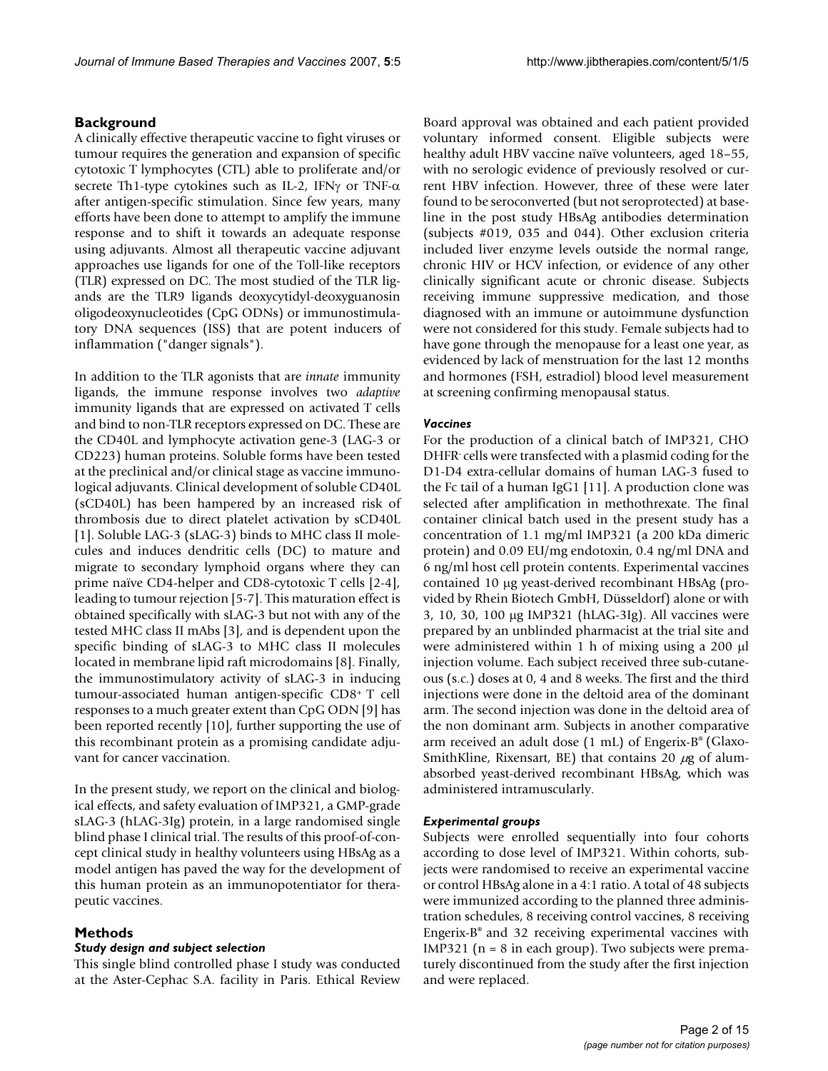## Background

A clinically effective therapeutic vaccine to fight viruses or tumour requires the generation and expansion of specific cytotoxic T lymphocytes (CTL) able to proliferate and/or secrete Th1-type cytokines such as IL-2, IFN$\gamma$ or TNF-$\alpha$ after antigen-specific stimulation. Since few years, many efforts have been done to attempt to amplify the immune response and to shift it towards an adequate response using adjuvants. Almost all therapeutic vaccine adjuvant approaches use ligands for one of the Toll-like receptors (TLR) expressed on DC. The most studied of the TLR ligands are the TLR9 ligands deoxycytidyl-deoxyguanosin oligodeoxynucleotides (CpG ODNs) or immunostimulatory DNA sequences (ISS) that are potent inducers of inflammation ("danger signals").

In addition to the TLR agonists that are *innate* immunity ligands, the immune response involves two *adaptive* immunity ligands that are expressed on activated T cells and bind to non-TLR receptors expressed on DC. These are the CD40L and lymphocyte activation gene-3 (LAG-3 or CD223) human proteins. Soluble forms have been tested at the preclinical and/or clinical stage as vaccine immunological adjuvants. Clinical development of soluble CD40L (sCD40L) has been hampered by an increased risk of thrombosis due to direct platelet activation by sCD40L [1]. Soluble LAG-3 (sLAG-3) binds to MHC class II molecules and induces dendritic cells (DC) to mature and migrate to secondary lymphoid organs where they can prime naïve CD4-helper and CD8-cytotoxic T cells [2-4], leading to tumour rejection [5-7]. This maturation effect is obtained specifically with sLAG-3 but not with any of the tested MHC class II mAbs [3], and is dependent upon the specific binding of sLAG-3 to MHC class II molecules located in membrane lipid raft microdomains [8]. Finally, the immunostimulatory activity of sLAG-3 in inducing tumour-associated human antigen-specific $CD8^+$ T cell responses to a much greater extent than CpG ODN [9] has been reported recently [10], further supporting the use of this recombinant protein as a promising candidate adjuvant for cancer vaccination.

In the present study, we report on the clinical and biological effects, and safety evaluation of IMP321, a GMP-grade sLAG-3 (hLAG-3Ig) protein, in a large randomised single blind phase I clinical trial. The results of this proof-of-concept clinical study in healthy volunteers using HBsAg as a model antigen has paved the way for the development of this human protein as an immunopotentiator for therapeutic vaccines.

## Methods

### *Study design and subject selection*

This single blind controlled phase I study was conducted at the Aster-Cephac S.A. facility in Paris. Ethical Review Board approval was obtained and each patient provided voluntary informed consent. Eligible subjects were healthy adult HBV vaccine naïve volunteers, aged 18–55, with no serologic evidence of previously resolved or current HBV infection. However, three of these were later found to be seroconverted (but not seroprotected) at baseline in the post study HBsAg antibodies determination (subjects #019, 035 and 044). Other exclusion criteria included liver enzyme levels outside the normal range, chronic HIV or HCV infection, or evidence of any other clinically significant acute or chronic disease. Subjects receiving immune suppressive medication, and those diagnosed with an immune or autoimmune dysfunction were not considered for this study. Female subjects had to have gone through the menopause for a least one year, as evidenced by lack of menstruation for the last 12 months and hormones (FSH, estradiol) blood level measurement at screening confirming menopausal status.

### *Vaccines*

For the production of a clinical batch of IMP321, CHO DHFR- cells were transfected with a plasmid coding for the D1-D4 extra-cellular domains of human LAG-3 fused to the Fc tail of a human IgG1 [11]. A production clone was selected after amplification in methothrexate. The final container clinical batch used in the present study has a concentration of 1.1 mg/ml IMP321 (a 200 kDa dimeric protein) and 0.09 EU/mg endotoxin, 0.4 ng/ml DNA and 6 ng/ml host cell protein contents. Experimental vaccines contained 10 μg yeast-derived recombinant HBsAg (provided by Rhein Biotech GmbH, Düsseldorf) alone or with 3, 10, 30, 100 μg IMP321 (hLAG-3Ig). All vaccines were prepared by an unblinded pharmacist at the trial site and were administered within 1 h of mixing using a 200 μl injection volume. Each subject received three sub-cutaneous (s.c.) doses at 0, 4 and 8 weeks. The first and the third injections were done in the deltoid area of the dominant arm. The second injection was done in the deltoid area of the non dominant arm. Subjects in another comparative arm received an adult dose (1 mL) of Engerix-B® (GlaxoSmithKline, Rixensart, BE) that contains 20 $\mu$g of alum-absorbed yeast-derived recombinant HBsAg, which was administered intramuscularly.

### *Experimental groups*

Subjects were enrolled sequentially into four cohorts according to dose level of IMP321. Within cohorts, subjects were randomised to receive an experimental vaccine or control HBsAg alone in a 4:1 ratio. A total of 48 subjects were immunized according to the planned three administration schedules, 8 receiving control vaccines, 8 receiving Engerix-B® and 32 receiving experimental vaccines with IMP321 (n = 8 in each group). Two subjects were prematurely discontinued from the study after the first injection and were replaced.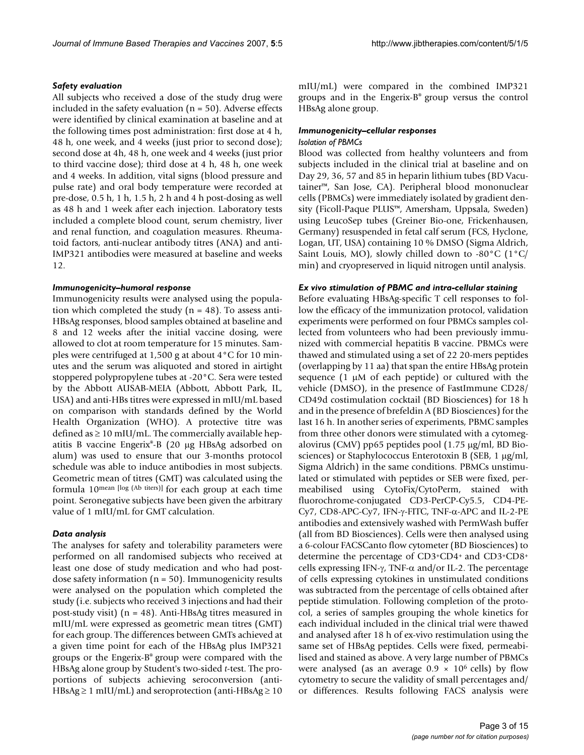### *Safety evaluation*

All subjects who received a dose of the study drug were included in the safety evaluation (n = 50). Adverse effects were identified by clinical examination at baseline and at the following times post administration: first dose at 4 h, 48 h, one week, and 4 weeks (just prior to second dose); second dose at 4h, 48 h, one week and 4 weeks (just prior to third vaccine dose); third dose at 4 h, 48 h, one week and 4 weeks. In addition, vital signs (blood pressure and pulse rate) and oral body temperature were recorded at pre-dose, 0.5 h, 1 h, 1.5 h, 2 h and 4 h post-dosing as well as 48 h and 1 week after each injection. Laboratory tests included a complete blood count, serum chemistry, liver and renal function, and coagulation measures. Rheumatoid factors, anti-nuclear antibody titres (ANA) and anti-IMP321 antibodies were measured at baseline and weeks 12.

### *Immunogenicity–humoral response*

Immunogenicity results were analysed using the population which completed the study (n = 48). To assess anti-HBsAg responses, blood samples obtained at baseline and 8 and 12 weeks after the initial vaccine dosing, were allowed to clot at room temperature for 15 minutes. Samples were centrifuged at 1,500 g at about 4°C for 10 minutes and the serum was aliquoted and stored in airtight stoppered polypropylene tubes at -20°C. Sera were tested by the Abbott AUSAB-MEIA (Abbott, Abbott Park, IL, USA) and anti-HBs titres were expressed in mIU/mL based on comparison with standards defined by the World Health Organization (WHO). A protective titre was defined as ≥ 10 mIU/mL. The commercially available hepatitis B vaccine Engerix®-B (20 μg HBsAg adsorbed on alum) was used to ensure that our 3-months protocol schedule was able to induce antibodies in most subjects. Geometric mean of titres (GMT) was calculated using the formula $10^{\text{mean [log (Ab titers)]}}$ for each group at each time point. Seronegative subjects have been given the arbitrary value of 1 mIU/mL for GMT calculation.

### *Data analysis*

The analyses for safety and tolerability parameters were performed on all randomised subjects who received at least one dose of study medication and who had post-dose safety information (n = 50). Immunogenicity results were analysed on the population which completed the study (i.e. subjects who received 3 injections and had their post-study visit) (n = 48). Anti-HBsAg titres measured in mIU/mL were expressed as geometric mean titers (GMT) for each group. The differences between GMTs achieved at a given time point for each of the HBsAg plus IMP321 groups or the Engerix-B® group were compared with the HBsAg alone group by Student's two-sided *t*-test. The proportions of subjects achieving seroconversion (anti-HBsAg ≥ 1 mIU/mL) and seroprotection (anti-HBsAg ≥ 10 mIU/mL) were compared in the combined IMP321 groups and in the Engerix-B® group versus the control HBsAg alone group.

### *Immunogenicity–cellular responses*

#### *Isolation of PBMCs*

Blood was collected from healthy volunteers and from subjects included in the clinical trial at baseline and on Day 29, 36, 57 and 85 in heparin lithium tubes (BD Vacutainer™, San Jose, CA). Peripheral blood mononuclear cells (PBMCs) were immediately isolated by gradient density (Ficoll-Paque PLUS™, Amersham, Uppsala, Sweden) using LeucoSep tubes (Greiner Bio-one, Frickenhausen, Germany) resuspended in fetal calf serum (FCS, Hyclone, Logan, UT, USA) containing 10 % DMSO (Sigma Aldrich, Saint Louis, MO), slowly chilled down to -80°C (1°C/min) and cryopreserved in liquid nitrogen until analysis.

### *Ex vivo stimulation of PBMC and intra-cellular staining*

Before evaluating HBsAg-specific T cell responses to follow the efficacy of the immunization protocol, validation experiments were performed on four PBMCs samples collected from volunteers who had been previously immunized with commercial hepatitis B vaccine. PBMCs were thawed and stimulated using a set of 22 20-mers peptides (overlapping by 11 aa) that span the entire HBsAg protein sequence (1 μM of each peptide) or cultured with the vehicle (DMSO), in the presence of FastImmune CD28/CD49d costimulation cocktail (BD Biosciences) for 18 h and in the presence of brefeldin A (BD Biosciences) for the last 16 h. In another series of experiments, PBMC samples from three other donors were stimulated with a cytomegalovirus (CMV) pp65 peptides pool (1.75 μg/ml, BD Biosciences) or Staphylococcus Enterotoxin B (SEB, 1 μg/ml, Sigma Aldrich) in the same conditions. PBMCs unstimulated or stimulated with peptides or SEB were fixed, permeabilised using CytoFix/CytoPerm, stained with fluorochrome-conjugated CD3-PerCP-Cy5.5, CD4-PE-Cy7, CD8-APC-Cy7, IFN-γ-FITC, TNF-α-APC and IL-2-PE antibodies and extensively washed with PermWash buffer (all from BD Biosciences). Cells were then analysed using a 6-colour FACSCanto flow cytometer (BD Biosciences) to determine the percentage of $CD3^+CD4^+$ and $CD3^+CD8^+$ cells expressing IFN-γ, TNF-α and/or IL-2. The percentage of cells expressing cytokines in unstimulated conditions was subtracted from the percentage of cells obtained after peptide stimulation. Following completion of the protocol, a series of samples grouping the whole kinetics for each individual included in the clinical trial were thawed and analysed after 18 h of ex-vivo restimulation using the same set of HBsAg peptides. Cells were fixed, permeabilised and stained as above. A very large number of PBMCs were analysed (as an average $0.9 \times 10^6$ cells) by flow cytometry to secure the validity of small percentages and/or differences. Results following FACS analysis were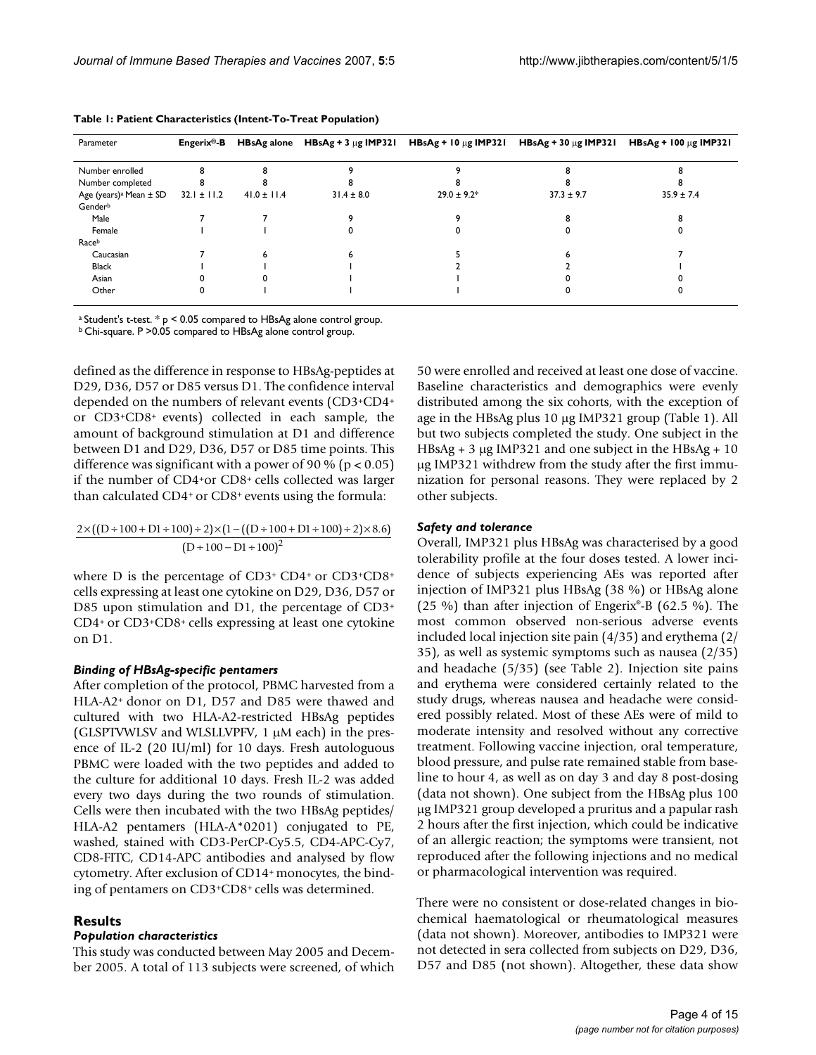**Table 1: Patient Characteristics (Intent-To-Treat Population)**

| Parameter | Engerix®-B | HBsAg alone | HBsAg + 3 μg IMP321 | HBsAg + 10 μg IMP321 | HBsAg + 30 μg IMP321 | HBsAg + 100 μg IMP321 |
|---|---|---|---|---|---|---|
| Number enrolled | 8 | 8 | 9 | 9 | 8 | 8 |
| Number completed | 8 | 8 | 8 | 8 | 8 | 8 |
| Age (years)[a] Mean ± SD | 32.1 ± 11.2 | 41.0 ± 11.4 | 31.4 ± 8.0 | 29.0 ± 9.2* | 37.3 ± 9.7 | 35.9 ± 7.4 |
| Gender[b] | | | | | | |
| Male | 7 | 7 | 9 | 9 | 8 | 8 |
| Female | 1 | 1 | 0 | 0 | 0 | 0 |
| Race[b] | | | | | | |
| Caucasian | 7 | 6 | 6 | 5 | 6 | 7 |
| Black | 1 | 1 | 1 | 2 | 2 | 1 |
| Asian | 0 | 0 | 1 | 1 | 0 | 0 |
| Other | 0 | 1 | 1 | 1 | 0 | 0 |

[a] Student's t-test. * $p < 0.05$ compared to HBsAg alone control group.
[b] Chi-square. $P > 0.05$ compared to HBsAg alone control group.

defined as the difference in response to HBsAg-peptides at D29, D36, D57 or D85 versus D1. The confidence interval depended on the numbers of relevant events ($CD3^+CD4^+$ or $CD3^+CD8^+$ events) collected in each sample, the amount of background stimulation at D1 and difference between D1 and D29, D36, D57 or D85 time points. This difference was significant with a power of 90 % ($p < 0.05$) if the number of $CD4^+$or $CD8^+$ cells collected was larger than calculated $CD4^+$ or $CD8^+$ events using the formula:

$$\frac{2\times((D\div 100+D1\div 100)\div 2)\times(1-((D\div 100+D1\div 100)\div 2)\times 8.6)}{(D\div 100-D1\div 100)^2}$$

where D is the percentage of $CD3^+$ $CD4^+$ or $CD3^+CD8^+$ cells expressing at least one cytokine on D29, D36, D57 or D85 upon stimulation and D1, the percentage of $CD3^+$ $CD4^+$ or $CD3^+CD8^+$ cells expressing at least one cytokine on D1.

### *Binding of HBsAg-specific pentamers*

After completion of the protocol, PBMC harvested from a HLA-A2[+] donor on D1, D57 and D85 were thawed and cultured with two HLA-A2-restricted HBsAg peptides (GLSPTVWLSV and WLSLLVPFV, 1 μM each) in the presence of IL-2 (20 IU/ml) for 10 days. Fresh autologuous PBMC were loaded with the two peptides and added to the culture for additional 10 days. Fresh IL-2 was added every two days during the two rounds of stimulation. Cells were then incubated with the two HBsAg peptides/HLA-A2 pentamers (HLA-A*0201) conjugated to PE, washed, stained with CD3-PerCP-Cy5.5, CD4-APC-Cy7, CD8-FITC, CD14-APC antibodies and analysed by flow cytometry. After exclusion of $CD14^+$ monocytes, the binding of pentamers on $CD3^+CD8^+$ cells was determined.

## Results

### *Population characteristics*

This study was conducted between May 2005 and December 2005. A total of 113 subjects were screened, of which 50 were enrolled and received at least one dose of vaccine. Baseline characteristics and demographics were evenly distributed among the six cohorts, with the exception of age in the HBsAg plus 10 μg IMP321 group (Table 1). All but two subjects completed the study. One subject in the HBsAg + 3 μg IMP321 and one subject in the HBsAg + 10 μg IMP321 withdrew from the study after the first immunization for personal reasons. They were replaced by 2 other subjects.

### *Safety and tolerance*

Overall, IMP321 plus HBsAg was characterised by a good tolerability profile at the four doses tested. A lower incidence of subjects experiencing AEs was reported after injection of IMP321 plus HBsAg (38 %) or HBsAg alone (25 %) than after injection of Engerix®-B (62.5 %). The most common observed non-serious adverse events included local injection site pain (4/35) and erythema (2/35), as well as systemic symptoms such as nausea (2/35) and headache (5/35) (see Table 2). Injection site pains and erythema were considered certainly related to the study drugs, whereas nausea and headache were considered possibly related. Most of these AEs were of mild to moderate intensity and resolved without any corrective treatment. Following vaccine injection, oral temperature, blood pressure, and pulse rate remained stable from baseline to hour 4, as well as on day 3 and day 8 post-dosing (data not shown). One subject from the HBsAg plus 100 μg IMP321 group developed a pruritus and a papular rash 2 hours after the first injection, which could be indicative of an allergic reaction; the symptoms were transient, not reproduced after the following injections and no medical or pharmacological intervention was required.

There were no consistent or dose-related changes in biochemical haematological or rheumatological measures (data not shown). Moreover, antibodies to IMP321 were not detected in sera collected from subjects on D29, D36, D57 and D85 (not shown). Altogether, these data show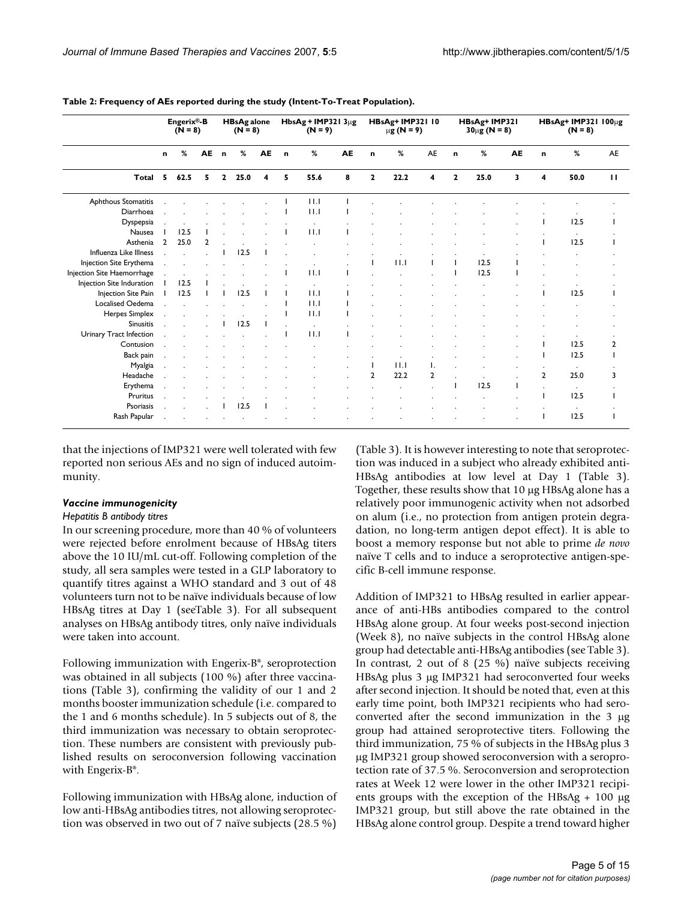**Table 2: Frequency of AEs reported during the study (Intent-To-Treat Population).**

| | Engerix®-B (N = 8) | | | HBsAg alone (N = 8) | | | HbsAg + IMP321 3μg (N = 9) | | | HBsAg+ IMP321 10 μg (N = 9) | | | HBsAg+ IMP321 30μg (N = 8) | | | HBsAg+ IMP321 100μg (N = 8) | | |
|---|---|---|---|---|---|---|---|---|---|---|---|---|---|---|---|---|---|---|
| | n | % | AE | n | % | AE | n | % | AE | n | % | AE | n | % | AE | n | % | AE |
| Total | 5 | 62.5 | 5 | 2 | 25.0 | 4 | 5 | 55.6 | 8 | 2 | 22.2 | 4 | 2 | 25.0 | 3 | 4 | 50.0 | 11 |
| Aphthous Stomatitis | . | . | . | . | . | . | 1 | 11.1 | 1 | . | . | . | . | . | . | . | . | . |
| Diarrhoea | . | . | . | . | . | . | 1 | 11.1 | 1 | . | . | . | . | . | . | . | . | . |
| Dyspepsia | . | . | . | . | . | . | . | . | . | . | . | . | . | . | . | 1 | 12.5 | 1 |
| Nausea | 1 | 12.5 | 1 | . | . | . | 1 | 11.1 | 1 | . | . | . | . | . | . | . | . | . |
| Asthenia | 2 | 25.0 | 2 | . | . | . | . | . | . | . | . | . | . | . | . | 1 | 12.5 | 1 |
| Influenza Like Illness | . | . | . | 1 | 12.5 | 1 | . | . | . | . | . | . | . | . | . | . | . | . |
| Injection Site Erythema | . | . | . | . | . | . | . | . | . | 1 | 11.1 | 1 | 1 | 12.5 | 1 | . | . | . |
| Injection Site Haemorrhage | . | . | . | . | . | . | 1 | 11.1 | 1 | . | . | . | 1 | 12.5 | 1 | . | . | . |
| Injection Site Induration | 1 | 12.5 | 1 | . | . | . | . | . | . | . | . | . | . | . | . | . | . | . |
| Injection Site Pain | 1 | 12.5 | 1 | 1 | 12.5 | 1 | 1 | 11.1 | 1 | . | . | . | . | . | . | 1 | 12.5 | 1 |
| Localised Oedema | . | . | . | . | . | . | 1 | 11.1 | 1 | . | . | . | . | . | . | . | . | . |
| Herpes Simplex | . | . | . | . | . | . | 1 | 11.1 | 1 | . | . | . | . | . | . | . | . | . |
| Sinusitis | . | . | . | 1 | 12.5 | 1 | . | . | . | . | . | . | . | . | . | . | . | . |
| Urinary Tract Infection | . | . | . | . | . | . | 1 | 11.1 | 1 | . | . | . | . | . | . | . | . | . |
| Contusion | . | . | . | . | . | . | . | . | . | . | . | . | . | . | . | 1 | 12.5 | 2 |
| Back pain | . | . | . | . | . | . | . | . | . | . | . | . | . | . | . | 1 | 12.5 | 1 |
| Myalgia | . | . | . | . | . | . | . | . | . | 1 | 11.1 | 1. | . | . | . | . | . | . |
| Headache | . | . | . | . | . | . | . | . | . | 2 | 22.2 | 2 | . | . | . | 2 | 25.0 | 3 |
| Erythema | . | . | . | . | . | . | . | . | . | . | . | . | 1 | 12.5 | 1 | . | . | . |
| Pruritus | . | . | . | . | . | . | . | . | . | . | . | . | . | . | . | 1 | 12.5 | 1 |
| Psoriasis | . | . | . | 1 | 12.5 | 1 | . | . | . | . | . | . | . | . | . | . | . | . |
| Rash Papular | . | . | . | . | . | . | . | . | . | . | . | . | . | . | . | 1 | 12.5 | 1 |

that the injections of IMP321 were well tolerated with few reported non serious AEs and no sign of induced autoimmunity.

### *Vaccine immunogenicity*

#### *Hepatitis B antibody titres*

In our screening procedure, more than 40 % of volunteers were rejected before enrolment because of HBsAg titers above the 10 IU/mL cut-off. Following completion of the study, all sera samples were tested in a GLP laboratory to quantify titres against a WHO standard and 3 out of 48 volunteers turn not to be naïve individuals because of low HBsAg titers at Day 1 (seeTable 3). For all subsequent analyses on HBsAg antibody titres, only naïve individuals were taken into account.

Following immunization with Engerix-B®, seroprotection was obtained in all subjects (100 %) after three vaccinations (Table 3), confirming the validity of our 1 and 2 months booster immunization schedule (i.e. compared to the 1 and 6 months schedule). In 5 subjects out of 8, the third immunization was necessary to obtain seroprotection. These numbers are consistent with previously published results on seroconversion following vaccination with Engerix-B®.

Following immunization with HBsAg alone, induction of low anti-HBsAg antibodies titres, not allowing seroprotection was observed in two out of 7 naïve subjects (28.5 %) (Table 3). It is however interesting to note that seroprotection was induced in a subject who already exhibited anti-HBsAg antibodies at low level at Day 1 (Table 3). Together, these results show that 10 μg HBsAg alone has a relatively poor immunogenic activity when not adsorbed on alum (i.e., no protection from antigen protein degradation, no long-term antigen depot effect). It is able to boost a memory response but not able to prime *de novo* naïve T cells and to induce a seroprotective antigen-specific B-cell immune response.

Addition of IMP321 to HBsAg resulted in earlier appearance of anti-HBs antibodies compared to the control HBsAg alone group. At four weeks post-second injection (Week 8), no naïve subjects in the control HBsAg alone group had detectable anti-HBsAg antibodies (see Table 3). In contrast, 2 out of 8 (25 %) naïve subjects receiving HBsAg plus 3 μg IMP321 had seroconverted four weeks after second injection. It should be noted that, even at this early time point, both IMP321 recipients who had seroconverted after the second immunization in the 3 μg group had attained seroprotective titers. Following the third immunization, 75 % of subjects in the HBsAg plus 3 μg IMP321 group showed seroconversion with a seroprotection rate of 37.5 %. Seroconversion and seroprotection rates at Week 12 were lower in the other IMP321 recipients groups with the exception of the HBsAg + 100 μg IMP321 group, but still above the rate obtained in the HBsAg alone control group. Despite a trend toward higher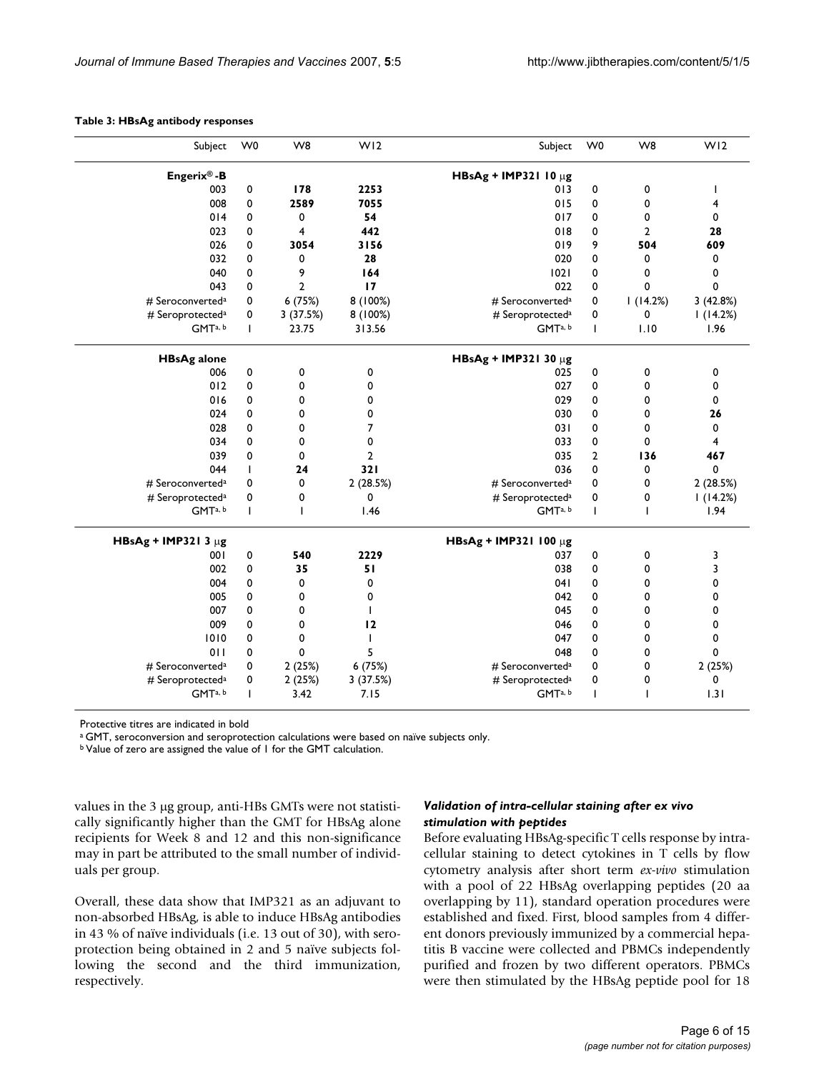**Table 3: HBsAg antibody responses**

| Subject | W0 | W8 | W12 | Subject | W0 | W8 | W12 |
|---|---|---|---|---|---|---|---|
| **Engerix®-B** | | | | **HBsAg + IMP321 10 μg** | | | |
| 003 | 0 | **178** | **2253** | 013 | 0 | 0 | 1 |
| 008 | 0 | **2589** | **7055** | 015 | 0 | 0 | 4 |
| 014 | 0 | 0 | **54** | 017 | 0 | 0 | 0 |
| 023 | 0 | 4 | **442** | 018 | 0 | 2 | **28** |
| 026 | 0 | **3054** | **3156** | 019 | 9 | **504** | **609** |
| 032 | 0 | 0 | **28** | 020 | 0 | 0 | 0 |
| 040 | 0 | 9 | **164** | 1021 | 0 | 0 | 0 |
| 043 | 0 | 2 | **17** | 022 | 0 | 0 | 0 |
| # Seroconverted[a] | 0 | 6 (75%) | 8 (100%) | # Seroconverted[a] | 0 | 1 (14.2%) | 3 (42.8%) |
| # Seroprotected[a] | 0 | 3 (37.5%) | 8 (100%) | # Seroprotected[a] | 0 | 0 | 1 (14.2%) |
| GMT[a, b] | 1 | 23.75 | 313.56 | GMT[a, b] | 1 | 1.10 | 1.96 |
| **HBsAg alone** | | | | **HBsAg + IMP321 30 μg** | | | |
| 006 | 0 | 0 | 0 | 025 | 0 | 0 | 0 |
| 012 | 0 | 0 | 0 | 027 | 0 | 0 | 0 |
| 016 | 0 | 0 | 0 | 029 | 0 | 0 | 0 |
| 024 | 0 | 0 | 0 | 030 | 0 | 0 | **26** |
| 028 | 0 | 0 | 7 | 031 | 0 | 0 | 0 |
| 034 | 0 | 0 | 0 | 033 | 0 | 0 | 4 |
| 039 | 0 | 0 | 2 | 035 | 2 | **136** | **467** |
| 044 | 1 | **24** | **321** | 036 | 0 | 0 | 0 |
| # Seroconverted[a] | 0 | 0 | 2 (28.5%) | # Seroconverted[a] | 0 | 0 | 2 (28.5%) |
| # Seroprotected[a] | 0 | 0 | 0 | # Seroprotected[a] | 0 | 0 | 1 (14.2%) |
| GMT[a, b] | 1 | 1 | 1.46 | GMT[a, b] | 1 | 1 | 1.94 |
| **HBsAg + IMP321 3 μg** | | | | **HBsAg + IMP321 100 μg** | | | |
| 001 | 0 | **540** | **2229** | 037 | 0 | 0 | 3 |
| 002 | 0 | **35** | **51** | 038 | 0 | 0 | 3 |
| 004 | 0 | 0 | 0 | 041 | 0 | 0 | 0 |
| 005 | 0 | 0 | 0 | 042 | 0 | 0 | 0 |
| 007 | 0 | 0 | 1 | 045 | 0 | 0 | 0 |
| 009 | 0 | 0 | **12** | 046 | 0 | 0 | 0 |
| 1010 | 0 | 0 | 1 | 047 | 0 | 0 | 0 |
| 011 | 0 | 0 | 5 | 048 | 0 | 0 | 0 |
| # Seroconverted[a] | 0 | 2 (25%) | 6 (75%) | # Seroconverted[a] | 0 | 0 | 2 (25%) |
| # Seroprotected[a] | 0 | 2 (25%) | 3 (37.5%) | # Seroprotected[a] | 0 | 0 | 0 |
| GMT[a, b] | 1 | 3.42 | 7.15 | GMT[a, b] | 1 | 1 | 1.31 |

Protective titres are indicated in bold

[a] GMT, seroconversion and seroprotection calculations were based on naïve subjects only.

[b] Value of zero are assigned the value of 1 for the GMT calculation.

values in the 3 μg group, anti-HBs GMTs were not statistically significantly higher than the GMT for HBsAg alone recipients for Week 8 and 12 and this non-significance may in part be attributed to the small number of individuals per group.

Overall, these data show that IMP321 as an adjuvant to non-absorbed HBsAg, is able to induce HBsAg antibodies in 43 % of naïve individuals (i.e. 13 out of 30), with seroprotection being obtained in 2 and 5 naïve subjects following the second and the third immunization, respectively.

### *Validation of intra-cellular staining after ex vivo stimulation with peptides*

Before evaluating HBsAg-specific T cells response by intracellular staining to detect cytokines in T cells by flow cytometry analysis after short term *ex-vivo* stimulation with a pool of 22 HBsAg overlapping peptides (20 aa overlapping by 11), standard operation procedures were established and fixed. First, blood samples from 4 different donors previously immunized by a commercial hepatitis B vaccine were collected and PBMCs independently purified and frozen by two different operators. PBMCs were then stimulated by the HBsAg peptide pool for 18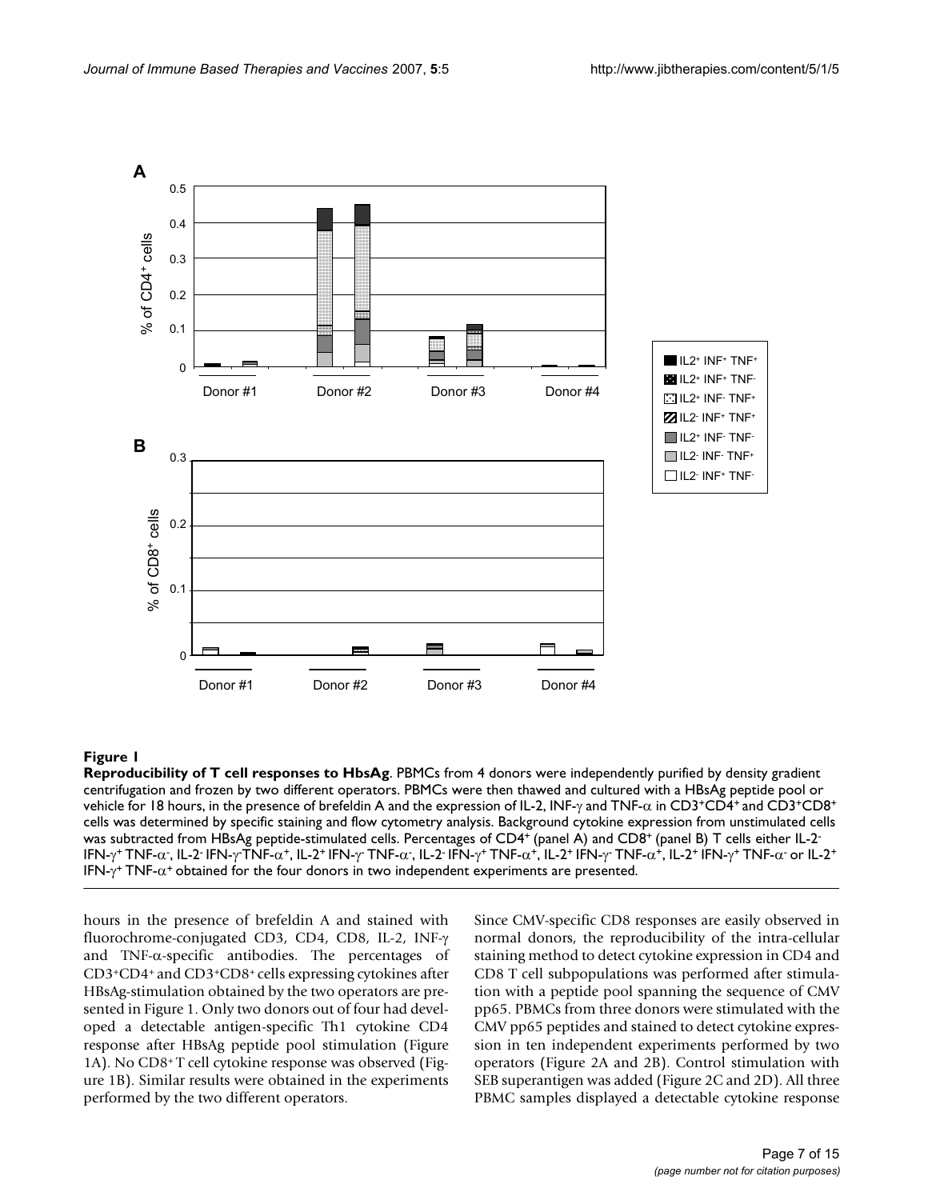**Figure 1**

**Reproducibility of T cell responses to HbsAg**. PBMCs from 4 donors were independently purified by density gradient centrifugation and frozen by two different operators. PBMCs were then thawed and cultured with a HBsAg peptide pool or vehicle for 18 hours, in the presence of brefeldin A and the expression of IL-2, INF-γ and TNF-α in $CD3^+CD4^+$ and $CD3^+CD8^+$ cells was determined by specific staining and flow cytometry analysis. Background cytokine expression from unstimulated cells was subtracted from HBsAg peptide-stimulated cells. Percentages of $CD4^+$ (panel A) and $CD8^+$ (panel B) T cells either $IL\text{-}2^-$ $IFN\text{-}\gamma^+$ $TNF\text{-}\alpha^-$, $IL\text{-}2^-$ $IFN\text{-}\gamma^-$ $TNF\text{-}\alpha^+$, $IL\text{-}2^+$ $IFN\text{-}\gamma^-$ $TNF\text{-}\alpha^-$, $IL\text{-}2^-$ $IFN\text{-}\gamma^+$ $TNF\text{-}\alpha^+$, $IL\text{-}2^+$ $IFN\text{-}\gamma^-$ $TNF\text{-}\alpha^+$, $IL\text{-}2^+$ $IFN\text{-}\gamma^+$ $TNF\text{-}\alpha^-$ or $IL\text{-}2^+$ $IFN\text{-}\gamma^+$ $TNF\text{-}\alpha^+$ obtained for the four donors in two independent experiments are presented.

hours in the presence of brefeldin A and stained with fluorochrome-conjugated CD3, CD4, CD8, IL-2, INF-γ and TNF-α-specific antibodies. The percentages of $CD3^+CD4^+$ and $CD3^+CD8^+$ cells expressing cytokines after HBsAg-stimulation obtained by the two operators are presented in Figure 1. Only two donors out of four had developed a detectable antigen-specific Th1 cytokine CD4 response after HBsAg peptide pool stimulation (Figure 1A). No $CD8^+$ T cell cytokine response was observed (Figure 1B). Similar results were obtained in the experiments performed by the two different operators.

Since CMV-specific CD8 responses are easily observed in normal donors, the reproducibility of the intra-cellular staining method to detect cytokine expression in CD4 and CD8 T cell subpopulations was performed after stimulation with a peptide pool spanning the sequence of CMV pp65. PBMCs from three donors were stimulated with the CMV pp65 peptides and stained to detect cytokine expression in ten independent experiments performed by two operators (Figure 2A and 2B). Control stimulation with SEB superantigen was added (Figure 2C and 2D). All three PBMC samples displayed a detectable cytokine response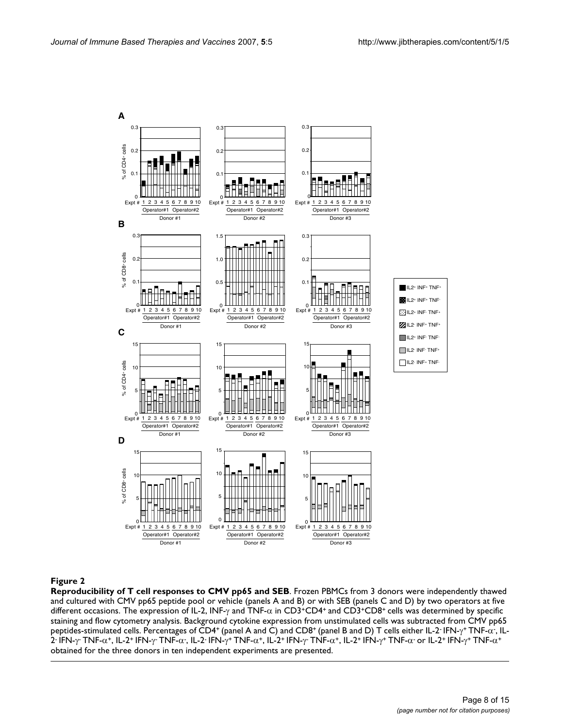**Figure 2**

**Reproducibility of T cell responses to CMV pp65 and SEB**. Frozen PBMCs from 3 donors were independently thawed and cultured with CMV pp65 peptide pool or vehicle (panels A and B) or with SEB (panels C and D) by two operators at five different occasions. The expression of IL-2, INF-γ and TNF-α in CD3+CD4+ and CD3+CD8+ cells was determined by specific staining and flow cytometry analysis. Background cytokine expression from unstimulated cells was subtracted from CMV pp65 peptides-stimulated cells. Percentages of CD4+ (panel A and C) and CD8+ (panel B and D) T cells either IL-2- IFN-γ+ TNF-α-, IL-2- IFN-γ- TNF-α+, IL-2+ IFN-γ- TNF-α-, IL-2- IFN-γ+ TNF-α+, IL-2+ IFN-γ- TNF-α+, IL-2+ IFN-γ+ TNF-α- or IL-2+ IFN-γ+ TNF-α+ obtained for the three donors in ten independent experiments are presented.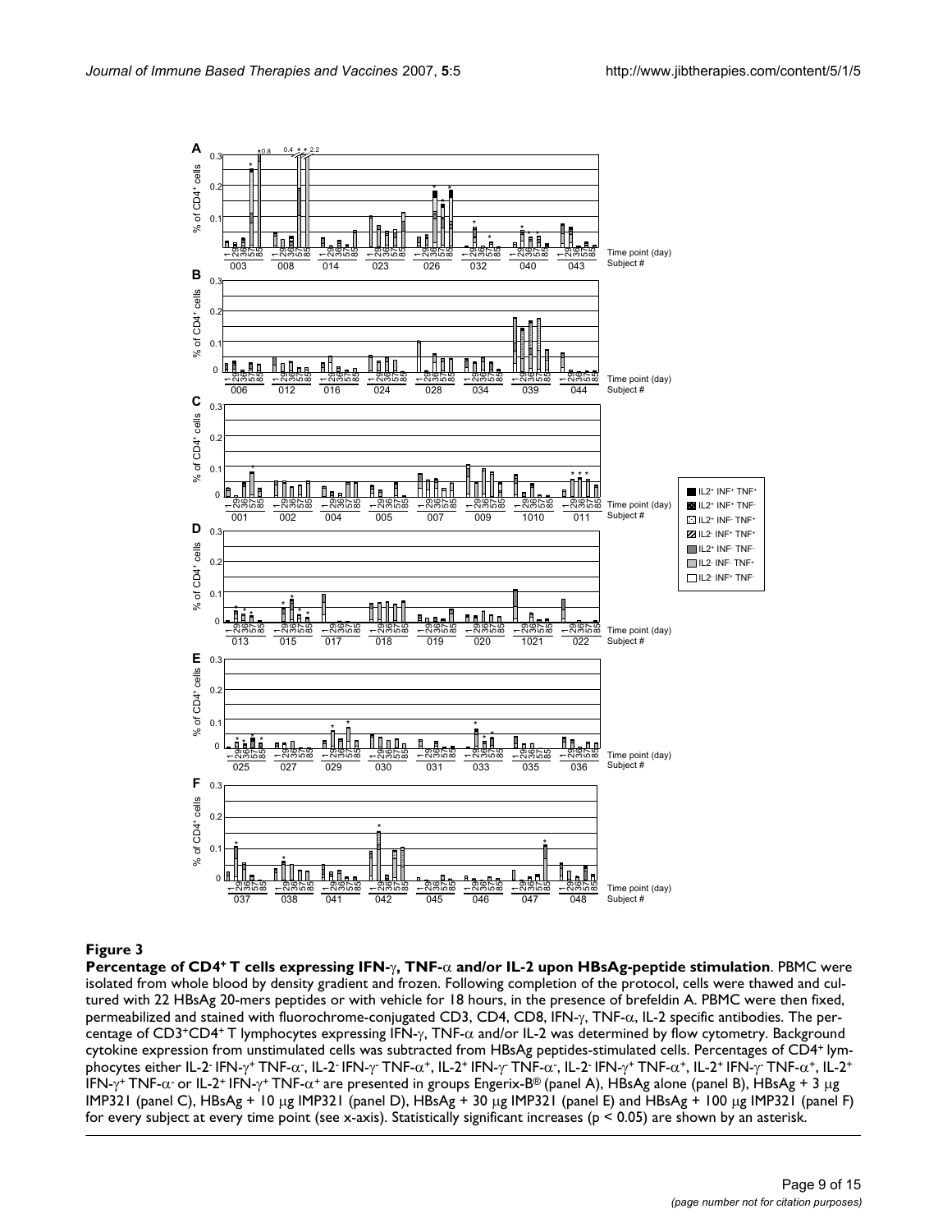**Figure 3**

**Percentage of CD4$^+$ T cells expressing IFN-$\gamma$, TNF-$\alpha$ and/or IL-2 upon HBsAg-peptide stimulation**. PBMC were isolated from whole blood by density gradient and frozen. Following completion of the protocol, cells were thawed and cultured with 22 HBsAg 20-mers peptides or with vehicle for 18 hours, in the presence of brefeldin A. PBMC were then fixed, permeabilized and stained with fluorochrome-conjugated CD3, CD4, CD8, IFN-$\gamma$, TNF-$\alpha$, IL-2 specific antibodies. The percentage of CD3$^+$CD4$^+$ T lymphocytes expressing IFN-$\gamma$, TNF-$\alpha$ and/or IL-2 was determined by flow cytometry. Background cytokine expression from unstimulated cells was subtracted from HBsAg peptides-stimulated cells. Percentages of CD4$^+$ lymphocytes either IL-2$^-$ IFN-$\gamma^+$ TNF-$\alpha^-$, IL-2$^-$ IFN-$\gamma^-$ TNF-$\alpha^+$, IL-2$^+$ IFN-$\gamma^-$ TNF-$\alpha^-$, IL-2$^-$ IFN-$\gamma^+$ TNF-$\alpha^+$, IL-2$^+$ IFN-$\gamma^-$ TNF-$\alpha^+$, IL-2$^+$ IFN-$\gamma^+$ TNF-$\alpha^-$ or IL-2$^+$ IFN-$\gamma^+$ TNF-$\alpha^+$ are presented in groups Engerix-B® (panel A), HBsAg alone (panel B), HBsAg + 3 μg IMP321 (panel C), HBsAg + 10 μg IMP321 (panel D), HBsAg + 30 μg IMP321 (panel E) and HBsAg + 100 μg IMP321 (panel F) for every subject at every time point (see x-axis). Statistically significant increases ($p < 0.05$) are shown by an asterisk.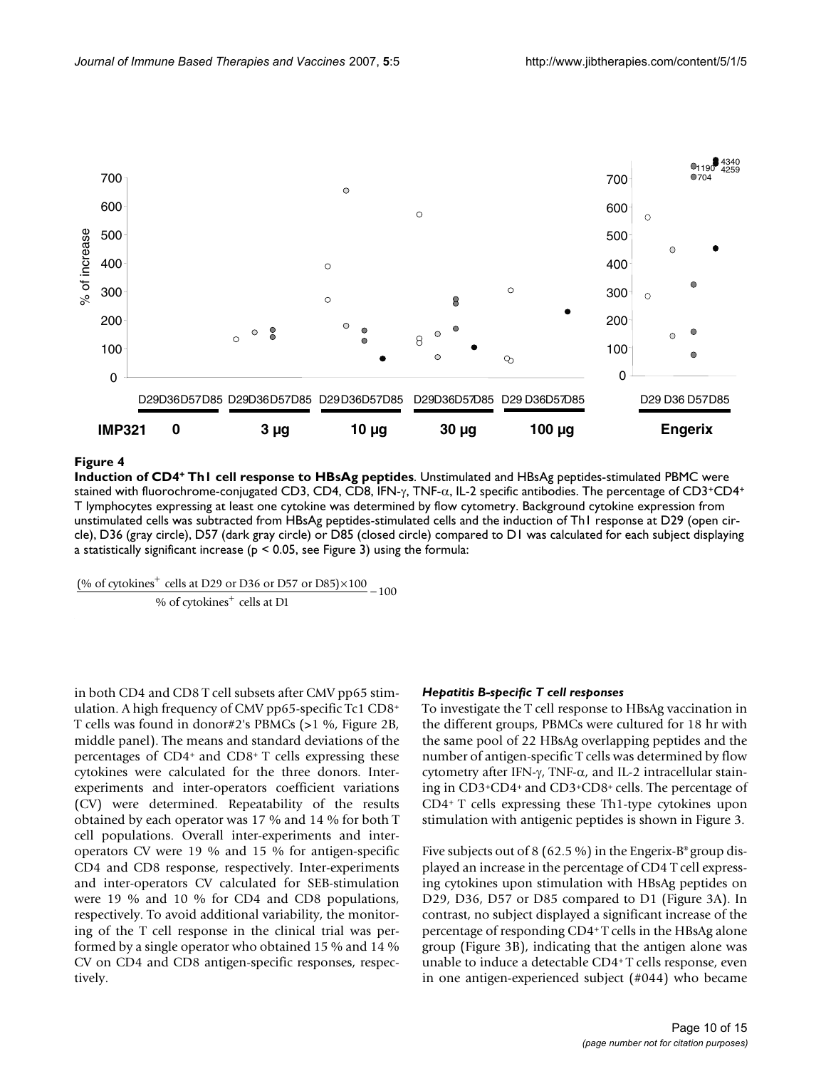**Figure 4**

**Induction of $CD4^+$ Th1 cell response to HBsAg peptides**. Unstimulated and HBsAg peptides-stimulated PBMC were stained with fluorochrome-conjugated CD3, CD4, CD8, IFN-γ, TNF-α, IL-2 specific antibodies. The percentage of $CD3^+CD4^+$ T lymphocytes expressing at least one cytokine was determined by flow cytometry. Background cytokine expression from unstimulated cells was subtracted from HBsAg peptides-stimulated cells and the induction of Th1 response at D29 (open circle), D36 (gray circle), D57 (dark gray circle) or D85 (closed circle) compared to D1 was calculated for each subject displaying a statistically significant increase ($p < 0.05$, see Figure 3) using the formula:

$$\frac{(\%\text{ of cytokines}^{+}\text{ cells at D29 or D36 or D57 or D85})\times 100}{\%\text{ of cytokines}^{+}\text{ cells at D1}} - 100$$

in both CD4 and CD8 T cell subsets after CMV pp65 stimulation. A high frequency of CMV pp65-specific Tc1 $CD8^+$ T cells was found in donor#2's PBMCs (>1 %, Figure 2B, middle panel). The means and standard deviations of the percentages of $CD4^+$ and $CD8^+$ T cells expressing these cytokines were calculated for the three donors. Inter-experiments and inter-operators coefficient variations (CV) were determined. Repeatability of the results obtained by each operator was 17 % and 14 % for both T cell populations. Overall inter-experiments and inter-operators CV were 19 % and 15 % for antigen-specific CD4 and CD8 response, respectively. Inter-experiments and inter-operators CV calculated for SEB-stimulation were 19 % and 10 % for CD4 and CD8 populations, respectively. To avoid additional variability, the monitoring of the T cell response in the clinical trial was performed by a single operator who obtained 15 % and 14 % CV on CD4 and CD8 antigen-specific responses, respectively.

#### *Hepatitis B-specific T cell responses*

To investigate the T cell response to HBsAg vaccination in the different groups, PBMCs were cultured for 18 hr with the same pool of 22 HBsAg overlapping peptides and the number of antigen-specific T cells was determined by flow cytometry after IFN-γ, TNF-α, and IL-2 intracellular staining in $CD3^+CD4^+$ and $CD3^+CD8^+$ cells. The percentage of $CD4^+$ T cells expressing these Th1-type cytokines upon stimulation with antigenic peptides is shown in Figure 3.

Five subjects out of 8 (62.5 %) in the Engerix-B® group displayed an increase in the percentage of CD4 T cell expressing cytokines upon stimulation with HBsAg peptides on D29, D36, D57 or D85 compared to D1 (Figure 3A). In contrast, no subject displayed a significant increase of the percentage of responding $CD4^+$ T cells in the HBsAg alone group (Figure 3B), indicating that the antigen alone was unable to induce a detectable $CD4^+$ T cells response, even in one antigen-experienced subject (#044) who became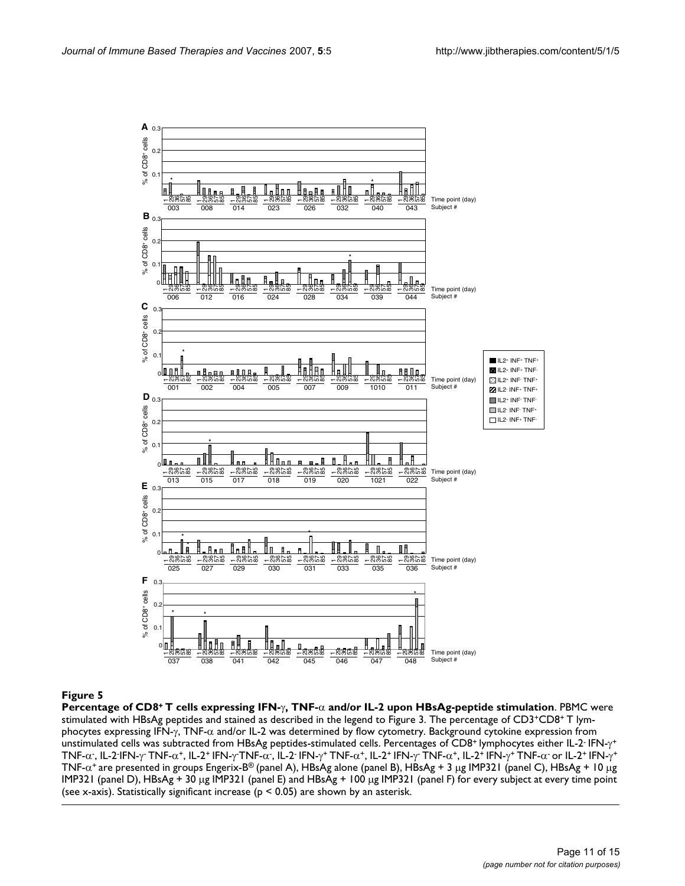**Figure 5**

**Percentage of CD8⁺ T cells expressing IFN-γ, TNF-α and/or IL-2 upon HBsAg-peptide stimulation**. PBMC were stimulated with HBsAg peptides and stained as described in the legend to Figure 3. The percentage of $CD3^+CD8^+$ T lymphocytes expressing IFN-γ, TNF-α and/or IL-2 was determined by flow cytometry. Background cytokine expression from unstimulated cells was subtracted from HBsAg peptides-stimulated cells. Percentages of $CD8^+$ lymphocytes either $IL\text{-}2^-$ $IFN\text{-}\gamma^+$ $TNF\text{-}\alpha^-$, $IL\text{-}2^-$ $IFN\text{-}\gamma^-$ $TNF\text{-}\alpha^+$, $IL\text{-}2^+$ $IFN\text{-}\gamma^-$ $TNF\text{-}\alpha^-$, $IL\text{-}2^-$ $IFN\text{-}\gamma^+$ $TNF\text{-}\alpha^+$, $IL\text{-}2^+$ $IFN\text{-}\gamma^-$ $TNF\text{-}\alpha^+$, $IL\text{-}2^+$ $IFN\text{-}\gamma^+$ $TNF\text{-}\alpha^-$ or $IL\text{-}2^+$ $IFN\text{-}\gamma^+$ $TNF\text{-}\alpha^+$ are presented in groups Engerix-B® (panel A), HBsAg alone (panel B), HBsAg + 3 μg IMP321 (panel C), HBsAg + 10 μg IMP321 (panel D), HBsAg + 30 μg IMP321 (panel E) and HBsAg + 100 μg IMP321 (panel F) for every subject at every time point (see x-axis). Statistically significant increase ($p < 0.05$) are shown by an asterisk.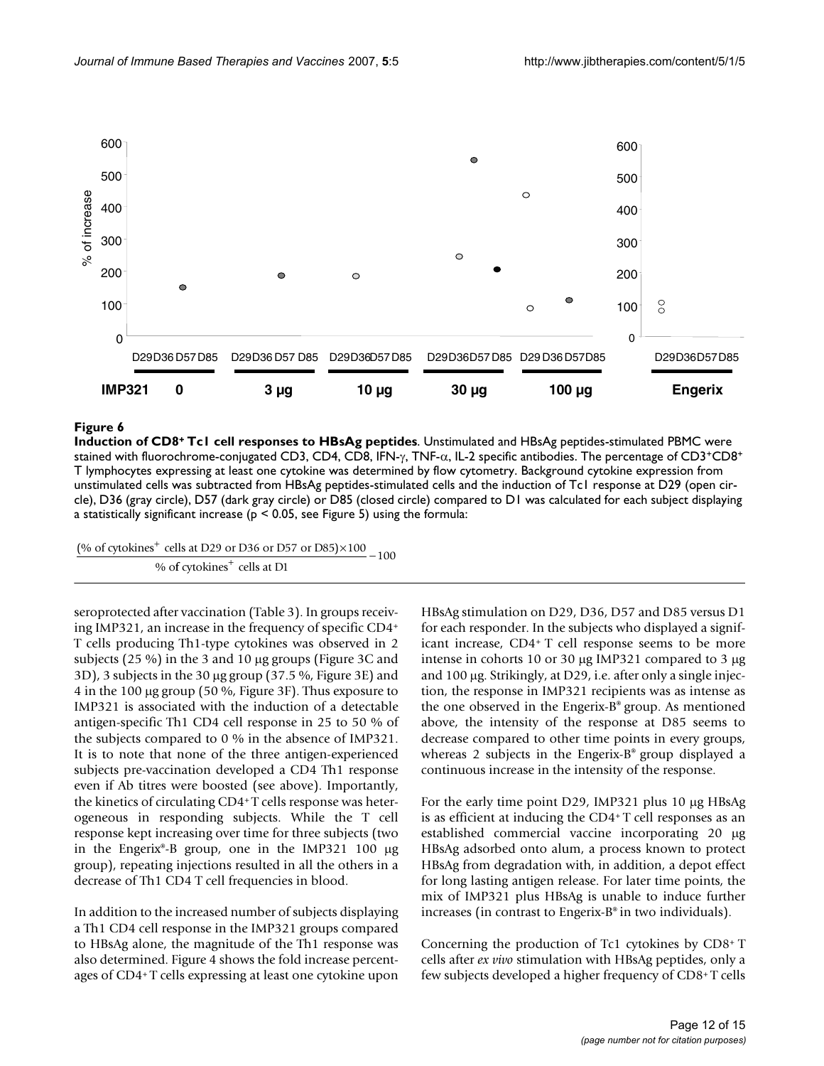**Figure 6**

**Induction of CD8+ Tc1 cell responses to HBsAg peptides**. Unstimulated and HBsAg peptides-stimulated PBMC were stained with fluorochrome-conjugated CD3, CD4, CD8, IFN-γ, TNF-α, IL-2 specific antibodies. The percentage of CD3+CD8+ T lymphocytes expressing at least one cytokine was determined by flow cytometry. Background cytokine expression from unstimulated cells was subtracted from HBsAg peptides-stimulated cells and the induction of Tc1 response at D29 (open circle), D36 (gray circle), D57 (dark gray circle) or D85 (closed circle) compared to D1 was calculated for each subject displaying a statistically significant increase ($p < 0.05$, see Figure 5) using the formula:

$$\frac{(\text{\% of cytokines}^{+}\text{ cells at D29 or D36 or D57 or D85})\times 100}{\text{\% of cytokines}^{+}\text{ cells at D1}} - 100$$

seroprotected after vaccination (Table 3). In groups receiving IMP321, an increase in the frequency of specific CD4+ T cells producing Th1-type cytokines was observed in 2 subjects (25 %) in the 3 and 10 μg groups (Figure 3C and 3D), 3 subjects in the 30 μg group (37.5 %, Figure 3E) and 4 in the 100 μg group (50 %, Figure 3F). Thus exposure to IMP321 is associated with the induction of a detectable antigen-specific Th1 CD4 cell response in 25 to 50 % of the subjects compared to 0 % in the absence of IMP321. It is to note that none of the three antigen-experienced subjects pre-vaccination developed a CD4 Th1 response even if Ab titres were boosted (see above). Importantly, the kinetics of circulating CD4+ T cells response was heterogeneous in responding subjects. While the T cell response kept increasing over time for three subjects (two in the Engerix®-B group, one in the IMP321 100 μg group), repeating injections resulted in all the others in a decrease of Th1 CD4 T cell frequencies in blood.

In addition to the increased number of subjects displaying a Th1 CD4 cell response in the IMP321 groups compared to HBsAg alone, the magnitude of the Th1 response was also determined. Figure 4 shows the fold increase percentages of CD4+ T cells expressing at least one cytokine upon HBsAg stimulation on D29, D36, D57 and D85 versus D1 for each responder. In the subjects who displayed a significant increase, CD4+ T cell response seems to be more intense in cohorts 10 or 30 μg IMP321 compared to 3 μg and 100 μg. Strikingly, at D29, i.e. after only a single injection, the response in IMP321 recipients was as intense as the one observed in the Engerix-B® group. As mentioned above, the intensity of the response at D85 seems to decrease compared to other time points in every groups, whereas 2 subjects in the Engerix-B® group displayed a continuous increase in the intensity of the response.

For the early time point D29, IMP321 plus 10 μg HBsAg is as efficient at inducing the CD4+ T cell responses as an established commercial vaccine incorporating 20 μg HBsAg adsorbed onto alum, a process known to protect HBsAg from degradation with, in addition, a depot effect for long lasting antigen release. For later time points, the mix of IMP321 plus HBsAg is unable to induce further increases (in contrast to Engerix-B® in two individuals).

Concerning the production of Tc1 cytokines by CD8+ T cells after *ex vivo* stimulation with HBsAg peptides, only a few subjects developed a higher frequency of CD8+ T cells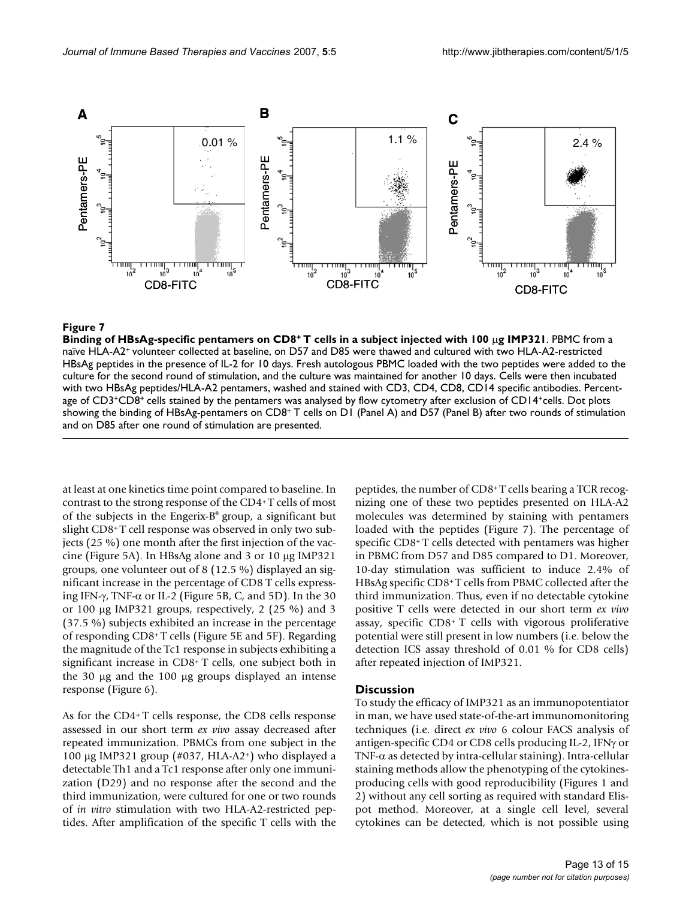**Figure 7**

**Binding of HBsAg-specific pentamers on CD8⁺ T cells in a subject injected with 100 μg IMP321**. PBMC from a naïve HLA-A2⁺ volunteer collected at baseline, on D57 and D85 were thawed and cultured with two HLA-A2-restricted HBsAg peptides in the presence of IL-2 for 10 days. Fresh autologous PBMC loaded with the two peptides were added to the culture for the second round of stimulation, and the culture was maintained for another 10 days. Cells were then incubated with two HBsAg peptides/HLA-A2 pentamers, washed and stained with CD3, CD4, CD8, CD14 specific antibodies. Percentage of CD3⁺CD8⁺ cells stained by the pentamers was analysed by flow cytometry after exclusion of CD14⁺cells. Dot plots showing the binding of HBsAg-pentamers on CD8⁺ T cells on D1 (Panel A) and D57 (Panel B) after two rounds of stimulation and on D85 after one round of stimulation are presented.

at least at one kinetics time point compared to baseline. In contrast to the strong response of the CD4⁺ T cells of most of the subjects in the Engerix-B® group, a significant but slight CD8⁺ T cell response was observed in only two subjects (25 %) one month after the first injection of the vaccine (Figure 5A). In HBsAg alone and 3 or 10 μg IMP321 groups, one volunteer out of 8 (12.5 %) displayed an significant increase in the percentage of CD8 T cells expressing IFN-γ, TNF-α or IL-2 (Figure 5B, C, and 5D). In the 30 or 100 μg IMP321 groups, respectively, 2 (25 %) and 3 (37.5 %) subjects exhibited an increase in the percentage of responding CD8⁺ T cells (Figure 5E and 5F). Regarding the magnitude of the Tc1 response in subjects exhibiting a significant increase in CD8⁺ T cells, one subject both in the 30 μg and the 100 μg groups displayed an intense response (Figure 6).

As for the CD4⁺ T cells response, the CD8 cells response assessed in our short term *ex vivo* assay decreased after repeated immunization. PBMCs from one subject in the 100 μg IMP321 group (#037, HLA-A2⁺) who displayed a detectable Th1 and a Tc1 response after only one immunization (D29) and no response after the second and the third immunization, were cultured for one or two rounds of *in vitro* stimulation with two HLA-A2-restricted peptides. After amplification of the specific T cells with the peptides, the number of CD8⁺ T cells bearing a TCR recognizing one of these two peptides presented on HLA-A2 molecules was determined by staining with pentamers loaded with the peptides (Figure 7). The percentage of specific CD8⁺ T cells detected with pentamers was higher in PBMC from D57 and D85 compared to D1. Moreover, 10-day stimulation was sufficient to induce 2.4% of HBsAg specific CD8⁺ T cells from PBMC collected after the third immunization. Thus, even if no detectable cytokine positive T cells were detected in our short term *ex vivo* assay, specific CD8⁺ T cells with vigorous proliferative potential were still present in low numbers (i.e. below the detection ICS assay threshold of 0.01 % for CD8 cells) after repeated injection of IMP321.

## Discussion

To study the efficacy of IMP321 as an immunopotentiator in man, we have used state-of-the-art immunomonitoring techniques (i.e. direct *ex vivo* 6 colour FACS analysis of antigen-specific CD4 or CD8 cells producing IL-2, IFNγ or TNF-α as detected by intra-cellular staining). Intra-cellular staining methods allow the phenotyping of the cytokines-producing cells with good reproducibility (Figures 1 and 2) without any cell sorting as required with standard Elispot method. Moreover, at a single cell level, several cytokines can be detected, which is not possible using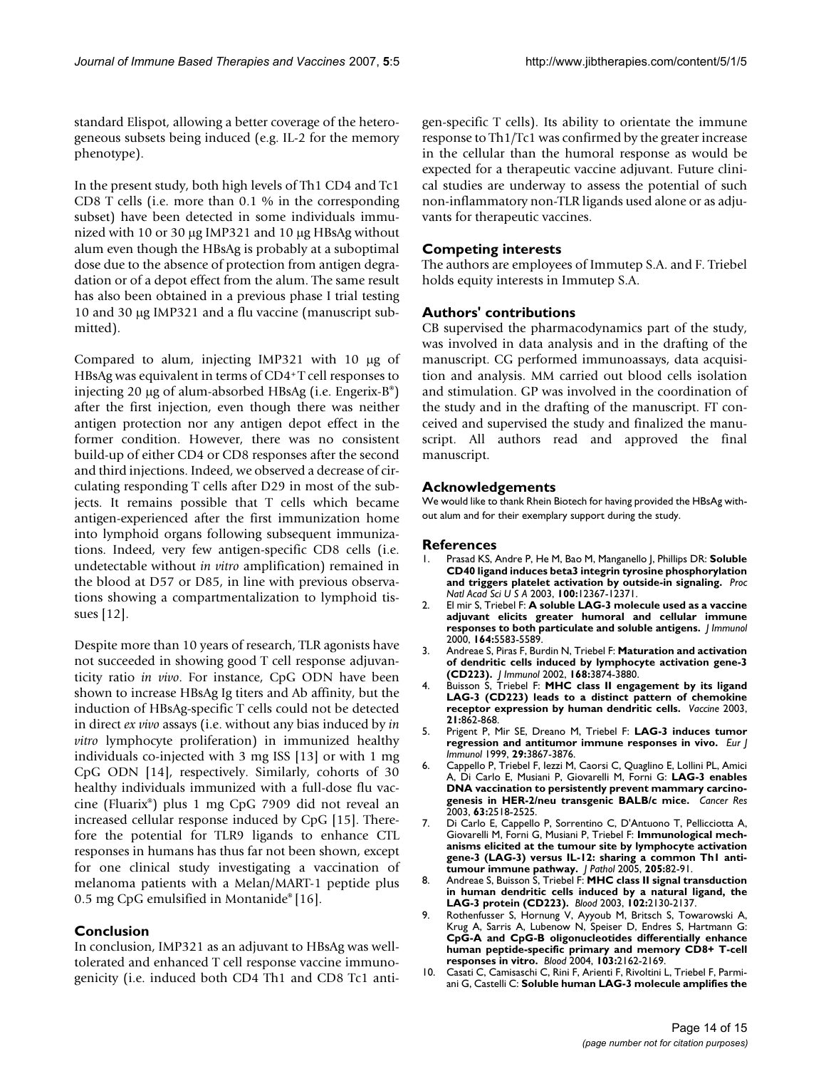standard Elispot, allowing a better coverage of the heterogeneous subsets being induced (e.g. IL-2 for the memory phenotype).

In the present study, both high levels of Th1 CD4 and Tc1 CD8 T cells (i.e. more than 0.1 % in the corresponding subset) have been detected in some individuals immunized with 10 or 30 μg IMP321 and 10 μg HBsAg without alum even though the HBsAg is probably at a suboptimal dose due to the absence of protection from antigen degradation or of a depot effect from the alum. The same result has also been obtained in a previous phase I trial testing 10 and 30 μg IMP321 and a flu vaccine (manuscript submitted).

Compared to alum, injecting IMP321 with 10 μg of HBsAg was equivalent in terms of $CD4^+$ T cell responses to injecting 20 μg of alum-absorbed HBsAg (i.e. Engerix-B®) after the first injection, even though there was neither antigen protection nor any antigen depot effect in the former condition. However, there was no consistent build-up of either CD4 or CD8 responses after the second and third injections. Indeed, we observed a decrease of circulating responding T cells after D29 in most of the subjects. It remains possible that T cells which became antigen-experienced after the first immunization home into lymphoid organs following subsequent immunizations. Indeed, very few antigen-specific CD8 cells (i.e. undetectable without *in vitro* amplification) remained in the blood at D57 or D85, in line with previous observations showing a compartmentalization to lymphoid tissues [12].

Despite more than 10 years of research, TLR agonists have not succeeded in showing good T cell response adjuvanticity ratio *in vivo*. For instance, CpG ODN have been shown to increase HBsAg Ig titers and Ab affinity, but the induction of HBsAg-specific T cells could not be detected in direct *ex vivo* assays (i.e. without any bias induced by *in vitro* lymphocyte proliferation) in immunized healthy individuals co-injected with 3 mg ISS [13] or with 1 mg CpG ODN [14], respectively. Similarly, cohorts of 30 healthy individuals immunized with a full-dose flu vaccine (Fluarix®) plus 1 mg CpG 7909 did not reveal an increased cellular response induced by CpG [15]. Therefore the potential for TLR9 ligands to enhance CTL responses in humans has thus far not been shown, except for one clinical study investigating a vaccination of melanoma patients with a Melan/MART-1 peptide plus 0.5 mg CpG emulsified in Montanide® [16].

## Conclusion

In conclusion, IMP321 as an adjuvant to HBsAg was well-tolerated and enhanced T cell response vaccine immunogenicity (i.e. induced both CD4 Th1 and CD8 Tc1 antigen-specific T cells). Its ability to orientate the immune response to Th1/Tc1 was confirmed by the greater increase in the cellular than the humoral response as would be expected for a therapeutic vaccine adjuvant. Future clinical studies are underway to assess the potential of such non-inflammatory non-TLR ligands used alone or as adjuvants for therapeutic vaccines.

## Competing interests

The authors are employees of Immutep S.A. and F. Triebel holds equity interests in Immutep S.A.

## Authors' contributions

CB supervised the pharmacodynamics part of the study, was involved in data analysis and in the drafting of the manuscript. CG performed immunoassays, data acquisition and analysis. MM carried out blood cells isolation and stimulation. GP was involved in the coordination of the study and in the drafting of the manuscript. FT conceived and supervised the study and finalized the manuscript. All authors read and approved the final manuscript.

## Acknowledgements

We would like to thank Rhein Biotech for having provided the HBsAg without alum and for their exemplary support during the study.

## References

1. Prasad KS, Andre P, He M, Bao M, Manganello J, Phillips DR: **Soluble CD40 ligand induces beta3 integrin tyrosine phosphorylation and triggers platelet activation by outside-in signaling.** *Proc Natl Acad Sci U S A* 2003, **100:**12367-12371.
2. El mir S, Triebel F: **A soluble LAG-3 molecule used as a vaccine adjuvant elicits greater humoral and cellular immune responses to both particulate and soluble antigens.** *J Immunol* 2000, **164:**5583-5589.
3. Andreae S, Piras F, Burdin N, Triebel F: **Maturation and activation of dendritic cells induced by lymphocyte activation gene-3 (CD223).** *J Immunol* 2002, **168:**3874-3880.
4. Buisson S, Triebel F: **MHC class II engagement by its ligand LAG-3 (CD223) leads to a distinct pattern of chemokine receptor expression by human dendritic cells.** *Vaccine* 2003, **21:**862-868.
5. Prigent P, Mir SE, Dreano M, Triebel F: **LAG-3 induces tumor regression and antitumor immune responses in vivo.** *Eur J Immunol* 1999, **29:**3867-3876.
6. Cappello P, Triebel F, Iezzi M, Caorsi C, Quaglino E, Lollini PL, Amici A, Di Carlo E, Musiani P, Giovarelli M, Forni G: **LAG-3 enables DNA vaccination to persistently prevent mammary carcinogenesis in HER-2/neu transgenic BALB/c mice.** *Cancer Res* 2003, **63:**2518-2525.
7. Di Carlo E, Cappello P, Sorrentino C, D'Antuono T, Pellicciotta A, Giovarelli M, Forni G, Musiani P, Triebel F: **Immunological mechanisms elicited at the tumour site by lymphocyte activation gene-3 (LAG-3) versus IL-12: sharing a common Th1 anti-tumour immune pathway.** *J Pathol* 2005, **205:**82-91.
8. Andreae S, Buisson S, Triebel F: **MHC class II signal transduction in human dendritic cells induced by a natural ligand, the LAG-3 protein (CD223).** *Blood* 2003, **102:**2130-2137.
9. Rothenfusser S, Hornung V, Ayyoub M, Britsch S, Towarowski A, Krug A, Sarris A, Lubenow N, Speiser D, Endres S, Hartmann G: **CpG-A and CpG-B oligonucleotides differentially enhance human peptide-specific primary and memory CD8+ T-cell responses in vitro.** *Blood* 2004, **103:**2162-2169.
10. Casati C, Camisaschi C, Rini F, Arienti F, Rivoltini L, Triebel F, Parmiani G, Castelli C: **Soluble human LAG-3 molecule amplifies the**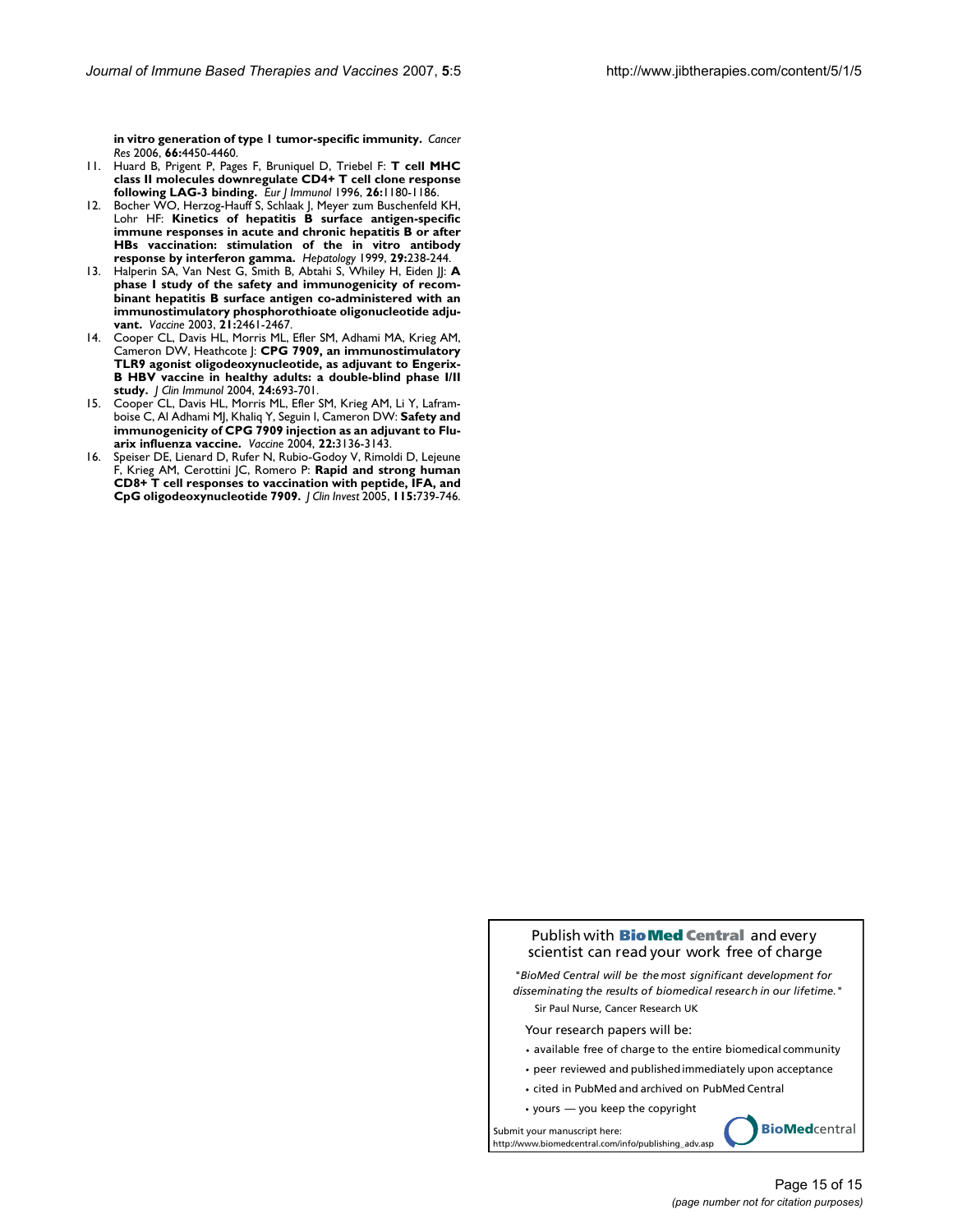in vitro generation of type 1 tumor-specific immunity. *Cancer Res* 2006, **66:**4450-4460.

11. Huard B, Prigent P, Pages F, Bruniquel D, Triebel F: **T cell MHC class II molecules downregulate CD4+ T cell clone response following LAG-3 binding.** *Eur J Immunol* 1996, **26:**1180-1186.
12. Bocher WO, Herzog-Hauff S, Schlaak J, Meyer zum Buschenfeld KH, Lohr HF: **Kinetics of hepatitis B surface antigen-specific immune responses in acute and chronic hepatitis B or after HBs vaccination: stimulation of the in vitro antibody response by interferon gamma.** *Hepatology* 1999, **29:**238-244.
13. Halperin SA, Van Nest G, Smith B, Abtahi S, Whiley H, Eiden JJ: **A phase I study of the safety and immunogenicity of recombinant hepatitis B surface antigen co-administered with an immunostimulatory phosphorothioate oligonucleotide adjuvant.** *Vaccine* 2003, **21:**2461-2467.
14. Cooper CL, Davis HL, Morris ML, Efler SM, Adhami MA, Krieg AM, Cameron DW, Heathcote J: **CPG 7909, an immunostimulatory TLR9 agonist oligodeoxynucleotide, as adjuvant to Engerix-B HBV vaccine in healthy adults: a double-blind phase I/II study.** *J Clin Immunol* 2004, **24:**693-701.
15. Cooper CL, Davis HL, Morris ML, Efler SM, Krieg AM, Li Y, Laframboise C, Al Adhami MJ, Khaliq Y, Seguin I, Cameron DW: **Safety and immunogenicity of CPG 7909 injection as an adjuvant to Fluarix influenza vaccine.** *Vaccine* 2004, **22:**3136-3143.
16. Speiser DE, Lienard D, Rufer N, Rubio-Godoy V, Rimoldi D, Lejeune F, Krieg AM, Cerottini JC, Romero P: **Rapid and strong human CD8+ T cell responses to vaccination with peptide, IFA, and CpG oligodeoxynucleotide 7909.** *J Clin Invest* 2005, **115:**739-746.

Publish with **BioMed Central** and every scientist can read your work free of charge

*"BioMed Central will be the most significant development for disseminating the results of biomedical research in our lifetime."*

Sir Paul Nurse, Cancer Research UK

Your research papers will be:

- available free of charge to the entire biomedical community
- peer reviewed and published immediately upon acceptance
- cited in PubMed and archived on PubMed Central
- yours — you keep the copyright

Submit your manuscript here:
http://www.biomedcentral.com/info/publishing_adv.asp

**BioMed**central